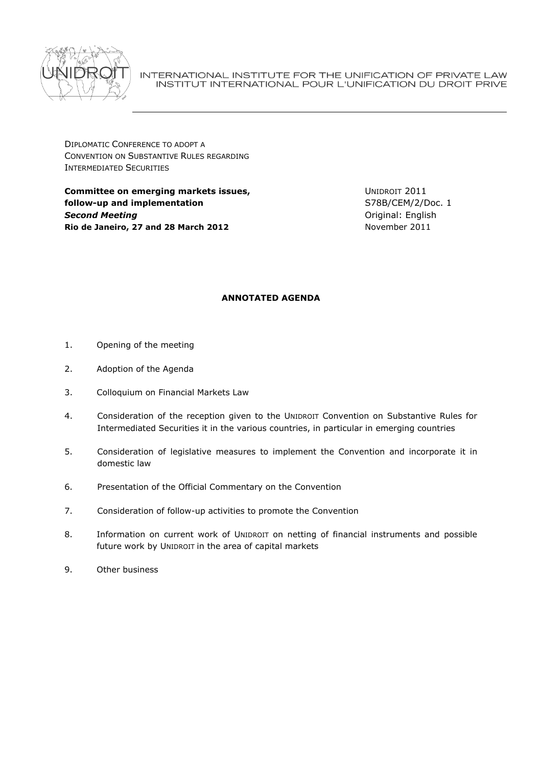INTERNATIONAL INSTITUTE FOR THE UNIFICATION OF PRIVATE LAW
INSTITUT INTERNATIONAL POUR L'UNIFICATION DU DROIT PRIVE

DIPLOMATIC CONFERENCE TO ADOPT A
CONVENTION ON SUBSTANTIVE RULES REGARDING
INTERMEDIATED SECURITIES

**Committee on emerging markets issues, follow-up and implementation**
***Second Meeting***
**Rio de Janeiro, 27 and 28 March 2012**

UNIDROIT 2011
S78B/CEM/2/Doc. 1
Original: English
November 2011

## ANNOTATED AGENDA

1. Opening of the meeting

2. Adoption of the Agenda

3. Colloquium on Financial Markets Law

4. Consideration of the reception given to the UNIDROIT Convention on Substantive Rules for Intermediated Securities it in the various countries, in particular in emerging countries

5. Consideration of legislative measures to implement the Convention and incorporate it in domestic law

6. Presentation of the Official Commentary on the Convention

7. Consideration of follow-up activities to promote the Convention

8. Information on current work of UNIDROIT on netting of financial instruments and possible future work by UNIDROIT in the area of capital markets

9. Other business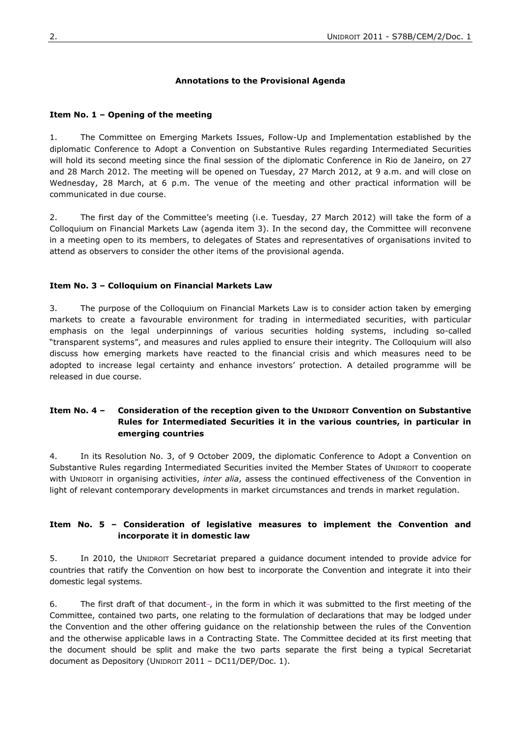**Annotations to the Provisional Agenda**

**Item No. 1 – Opening of the meeting**

1. The Committee on Emerging Markets Issues, Follow-Up and Implementation established by the diplomatic Conference to Adopt a Convention on Substantive Rules regarding Intermediated Securities will hold its second meeting since the final session of the diplomatic Conference in Rio de Janeiro, on 27 and 28 March 2012. The meeting will be opened on Tuesday, 27 March 2012, at 9 a.m. and will close on Wednesday, 28 March, at 6 p.m. The venue of the meeting and other practical information will be communicated in due course.

2. The first day of the Committee's meeting (i.e. Tuesday, 27 March 2012) will take the form of a Colloquium on Financial Markets Law (agenda item 3). In the second day, the Committee will reconvene in a meeting open to its members, to delegates of States and representatives of organisations invited to attend as observers to consider the other items of the provisional agenda.

**Item No. 3 – Colloquium on Financial Markets Law**

3. The purpose of the Colloquium on Financial Markets Law is to consider action taken by emerging markets to create a favourable environment for trading in intermediated securities, with particular emphasis on the legal underpinnings of various securities holding systems, including so-called "transparent systems", and measures and rules applied to ensure their integrity. The Colloquium will also discuss how emerging markets have reacted to the financial crisis and which measures need to be adopted to increase legal certainty and enhance investors' protection. A detailed programme will be released in due course.

**Item No. 4 – Consideration of the reception given to the UNIDROIT Convention on Substantive Rules for Intermediated Securities it in the various countries, in particular in emerging countries**

4. In its Resolution No. 3, of 9 October 2009, the diplomatic Conference to Adopt a Convention on Substantive Rules regarding Intermediated Securities invited the Member States of UNIDROIT to cooperate with UNIDROIT in organising activities, *inter alia*, assess the continued effectiveness of the Convention in light of relevant contemporary developments in market circumstances and trends in market regulation.

**Item No. 5 – Consideration of legislative measures to implement the Convention and incorporate it in domestic law**

5. In 2010, the UNIDROIT Secretariat prepared a guidance document intended to provide advice for countries that ratify the Convention on how best to incorporate the Convention and integrate it into their domestic legal systems.

6. The first draft of that document–, in the form in which it was submitted to the first meeting of the Committee, contained two parts, one relating to the formulation of declarations that may be lodged under the Convention and the other offering guidance on the relationship between the rules of the Convention and the otherwise applicable laws in a Contracting State. The Committee decided at its first meeting that the document should be split and make the two parts separate the first being a typical Secretariat document as Depository (UNIDROIT 2011 – DC11/DEP/Doc. 1).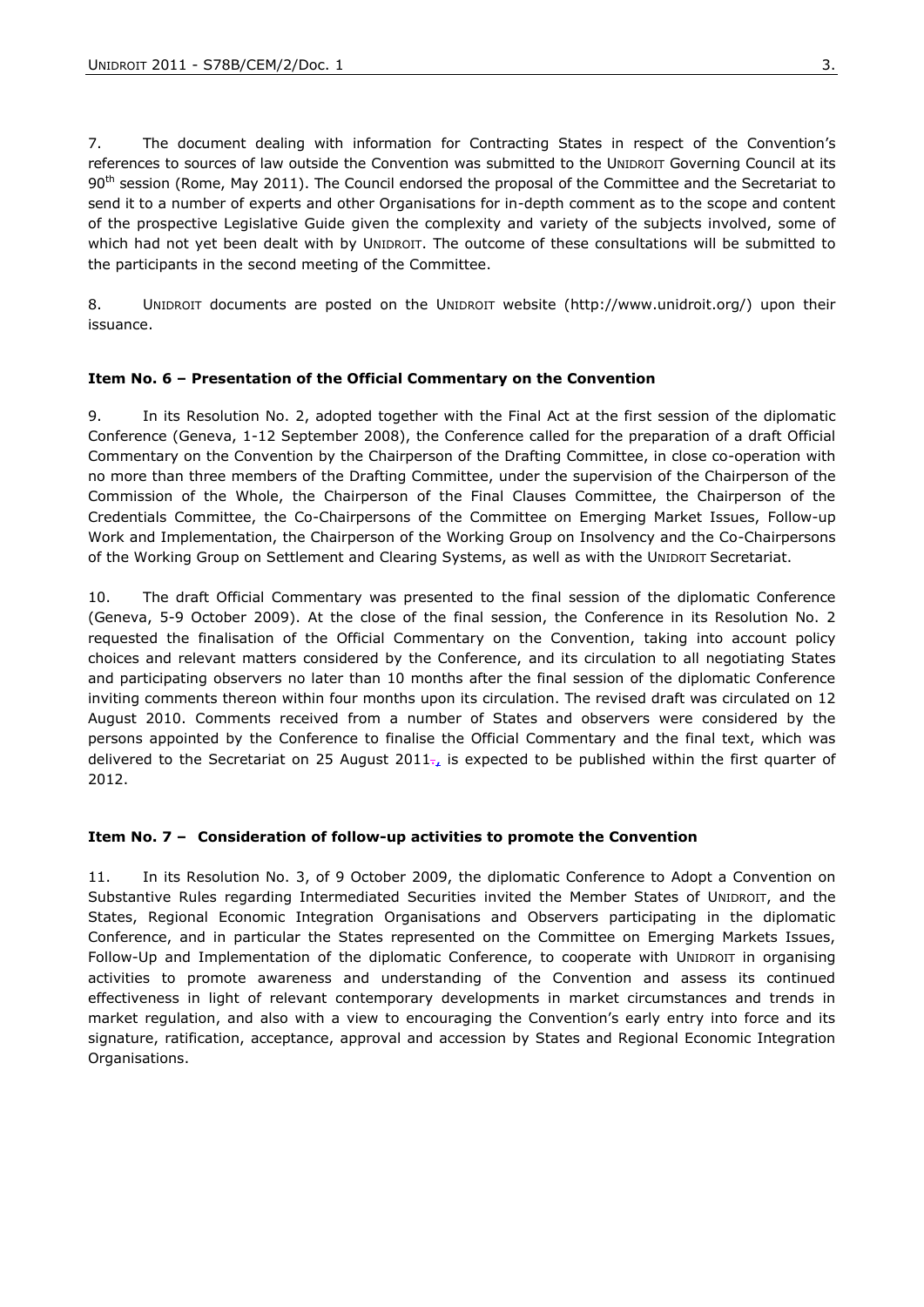7. The document dealing with information for Contracting States in respect of the Convention's references to sources of law outside the Convention was submitted to the UNIDROIT Governing Council at its 90th session (Rome, May 2011). The Council endorsed the proposal of the Committee and the Secretariat to send it to a number of experts and other Organisations for in-depth comment as to the scope and content of the prospective Legislative Guide given the complexity and variety of the subjects involved, some of which had not yet been dealt with by UNIDROIT. The outcome of these consultations will be submitted to the participants in the second meeting of the Committee.

8. UNIDROIT documents are posted on the UNIDROIT website (http://www.unidroit.org/) upon their issuance.

**Item No. 6 – Presentation of the Official Commentary on the Convention**

9. In its Resolution No. 2, adopted together with the Final Act at the first session of the diplomatic Conference (Geneva, 1-12 September 2008), the Conference called for the preparation of a draft Official Commentary on the Convention by the Chairperson of the Drafting Committee, in close co-operation with no more than three members of the Drafting Committee, under the supervision of the Chairperson of the Commission of the Whole, the Chairperson of the Final Clauses Committee, the Chairperson of the Credentials Committee, the Co-Chairpersons of the Committee on Emerging Market Issues, Follow-up Work and Implementation, the Chairperson of the Working Group on Insolvency and the Co-Chairpersons of the Working Group on Settlement and Clearing Systems, as well as with the UNIDROIT Secretariat.

10. The draft Official Commentary was presented to the final session of the diplomatic Conference (Geneva, 5-9 October 2009). At the close of the final session, the Conference in its Resolution No. 2 requested the finalisation of the Official Commentary on the Convention, taking into account policy choices and relevant matters considered by the Conference, and its circulation to all negotiating States and participating observers no later than 10 months after the final session of the diplomatic Conference inviting comments thereon within four months upon its circulation. The revised draft was circulated on 12 August 2010. Comments received from a number of States and observers were considered by the persons appointed by the Conference to finalise the Official Commentary and the final text, which was delivered to the Secretariat on 25 August 2011, is expected to be published within the first quarter of 2012.

**Item No. 7 – Consideration of follow-up activities to promote the Convention**

11. In its Resolution No. 3, of 9 October 2009, the diplomatic Conference to Adopt a Convention on Substantive Rules regarding Intermediated Securities invited the Member States of UNIDROIT, and the States, Regional Economic Integration Organisations and Observers participating in the diplomatic Conference, and in particular the States represented on the Committee on Emerging Markets Issues, Follow-Up and Implementation of the diplomatic Conference, to cooperate with UNIDROIT in organising activities to promote awareness and understanding of the Convention and assess its continued effectiveness in light of relevant contemporary developments in market circumstances and trends in market regulation, and also with a view to encouraging the Convention's early entry into force and its signature, ratification, acceptance, approval and accession by States and Regional Economic Integration Organisations.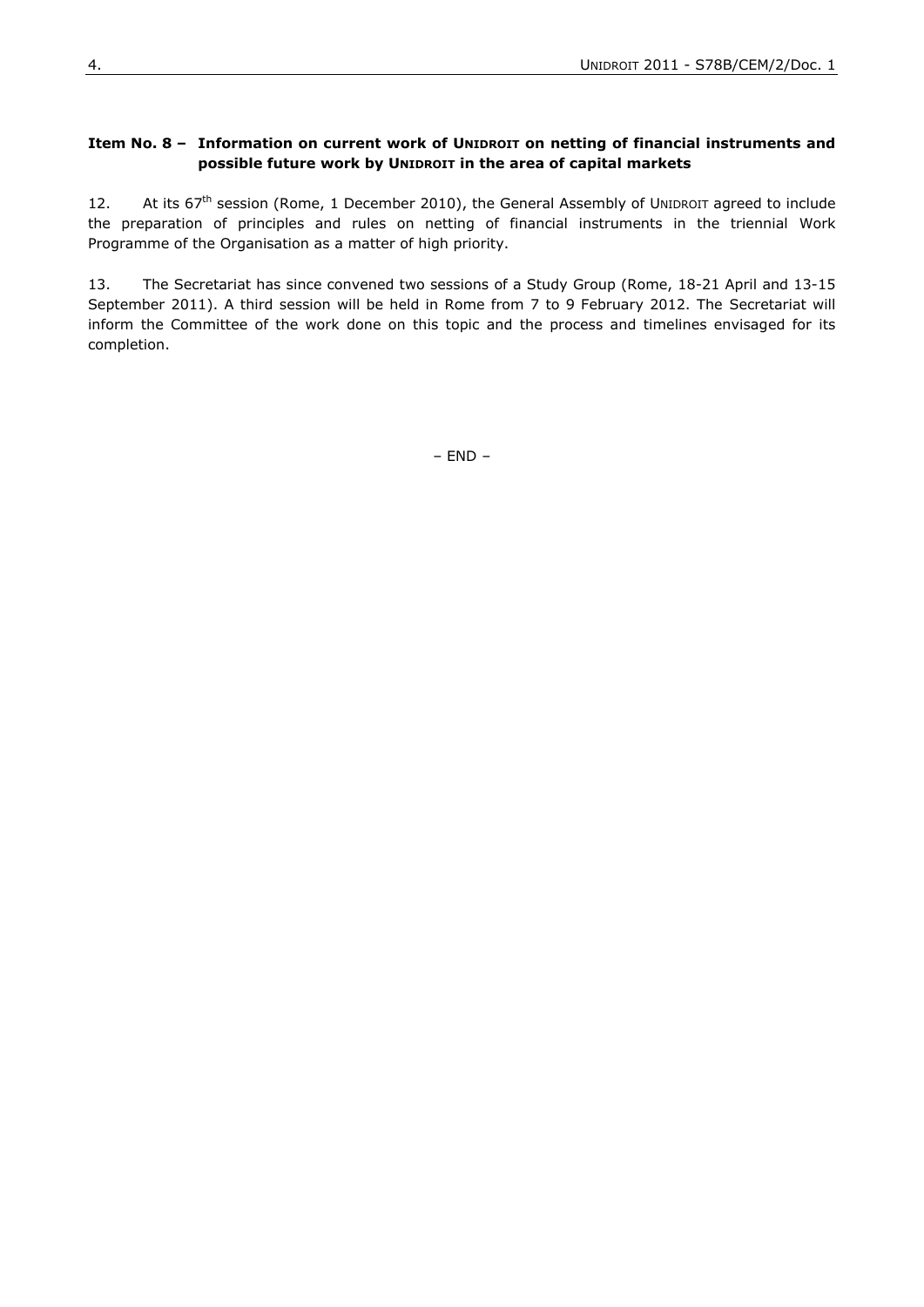**Item No. 8 – Information on current work of UNIDROIT on netting of financial instruments and possible future work by UNIDROIT in the area of capital markets**

12. At its 67th session (Rome, 1 December 2010), the General Assembly of UNIDROIT agreed to include the preparation of principles and rules on netting of financial instruments in the triennial Work Programme of the Organisation as a matter of high priority.

13. The Secretariat has since convened two sessions of a Study Group (Rome, 18-21 April and 13-15 September 2011). A third session will be held in Rome from 7 to 9 February 2012. The Secretariat will inform the Committee of the work done on this topic and the process and timelines envisaged for its completion.

– END –